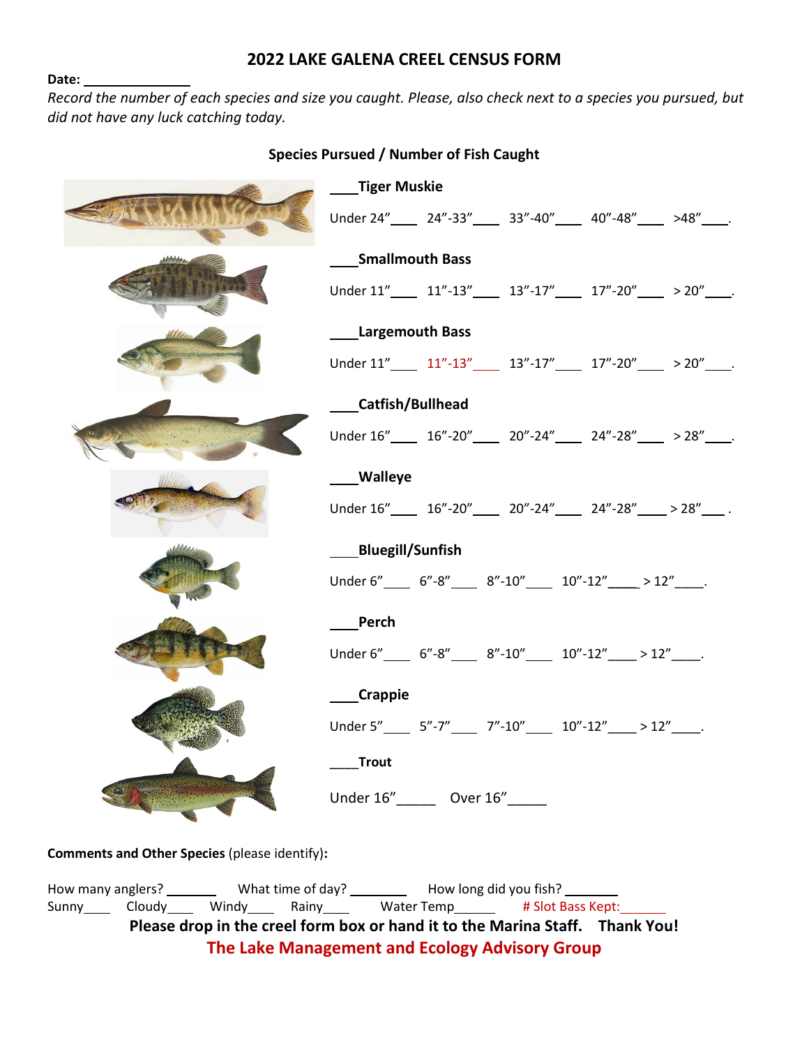## 2022 LAKE GALENA CREEL CENSUS FORM

**Date:** ______________

*Record the number of each species and size you caught. Please, also check next to a species you pursued, but did not have any luck catching today.*

**Species Pursued / Number of Fish Caught**

____**Tiger Muskie**

Under 24"____ 24"-33"____ 33"-40"____ 40"-48"____ >48"____.

____**Smallmouth Bass**

Under 11"____ 11"-13"____ 13"-17"____ 17"-20"____ > 20"____.

____**Largemouth Bass**

Under 11"____ 11"-13"____ 13"-17"____ 17"-20"____ > 20"____.

____**Catfish/Bullhead**

Under 16"____ 16"-20"____ 20"-24"____ 24"-28"____ > 28"____.

____**Walleye**

Under 16"____ 16"-20"____ 20"-24"____ 24"-28"____ > 28"____ .

____**Bluegill/Sunfish**

Under 6"____ 6"-8"____ 8"-10"____ 10"-12"____ > 12"____.

____**Perch**

Under 6"____ 6"-8"____ 8"-10"____ 10"-12"____ > 12"____.

____**Crappie**

Under 5"____ 5"-7"____ 7"-10"____ 10"-12"____ > 12"____.

____**Trout**

Under 16"_____ Over 16"_____

**Comments and Other Species** (please identify)**:**

How many anglers? _______ What time of day? ________ How long did you fish? _______

Sunny____ Cloudy____ Windy____ Rainy____ Water Temp______ # Slot Bass Kept:______

**Please drop in the creel form box or hand it to the Marina Staff. Thank You!**

**The Lake Management and Ecology Advisory Group**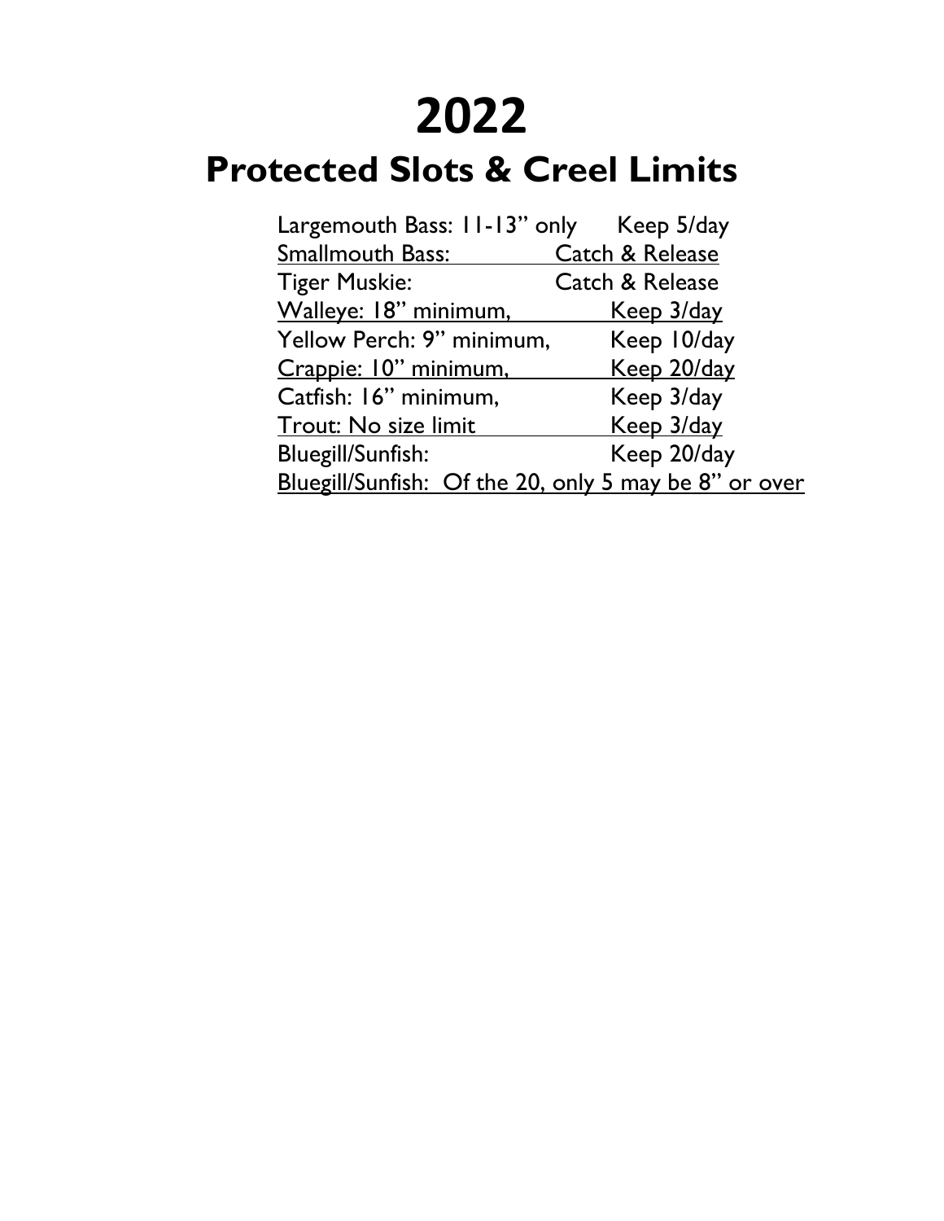# 2022

## Protected Slots & Creel Limits

| | |
|---|---|
| Largemouth Bass: 11-13" only | Keep 5/day |
| Smallmouth Bass: | Catch & Release |
| Tiger Muskie: | Catch & Release |
| Walleye: 18" minimum, | Keep 3/day |
| Yellow Perch: 9" minimum, | Keep 10/day |
| Crappie: 10" minimum, | Keep 20/day |
| Catfish: 16" minimum, | Keep 3/day |
| Trout: No size limit | Keep 3/day |
| Bluegill/Sunfish: | Keep 20/day |

Bluegill/Sunfish: Of the 20, only 5 may be 8" or over